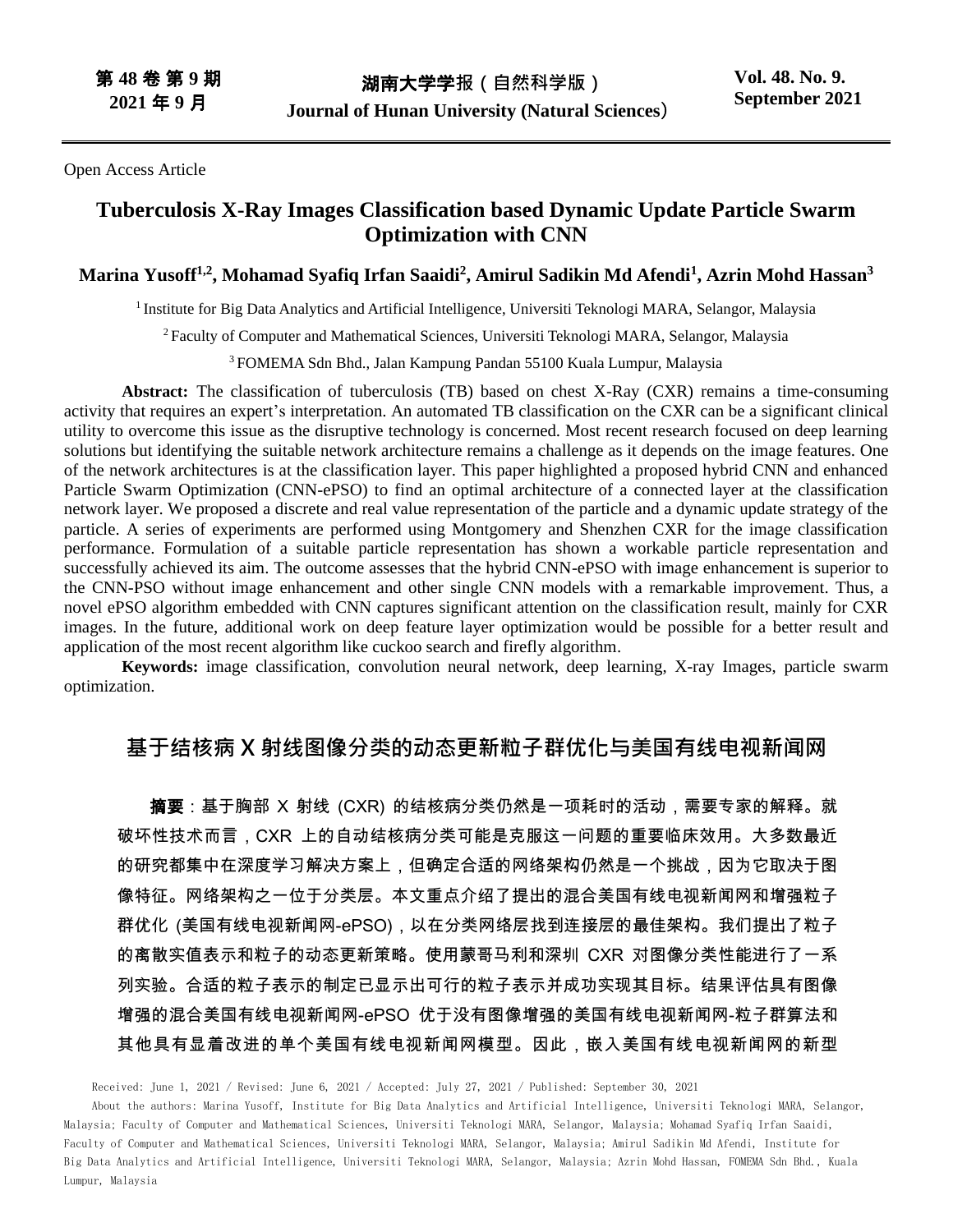Open Access Article

# Tuberculosis X-Ray Images Classification based Dynamic Update Particle Swarm Optimization with CNN

**Marina Yusoff[1,2], Mohamad Syafiq Irfan Saaidi[2], Amirul Sadikin Md Afendi[1], Azrin Mohd Hassan[3]**

[1] Institute for Big Data Analytics and Artificial Intelligence, Universiti Teknologi MARA, Selangor, Malaysia

[2] Faculty of Computer and Mathematical Sciences, Universiti Teknologi MARA, Selangor, Malaysia

[3] FOMEMA Sdn Bhd., Jalan Kampung Pandan 55100 Kuala Lumpur, Malaysia

**Abstract:** The classification of tuberculosis (TB) based on chest X-Ray (CXR) remains a time-consuming activity that requires an expert's interpretation. An automated TB classification on the CXR can be a significant clinical utility to overcome this issue as the disruptive technology is concerned. Most recent research focused on deep learning solutions but identifying the suitable network architecture remains a challenge as it depends on the image features. One of the network architectures is at the classification layer. This paper highlighted a proposed hybrid CNN and enhanced Particle Swarm Optimization (CNN-ePSO) to find an optimal architecture of a connected layer at the classification network layer. We proposed a discrete and real value representation of the particle and a dynamic update strategy of the particle. A series of experiments are performed using Montgomery and Shenzhen CXR for the image classification performance. Formulation of a suitable particle representation has shown a workable particle representation and successfully achieved its aim. The outcome assesses that the hybrid CNN-ePSO with image enhancement is superior to the CNN-PSO without image enhancement and other single CNN models with a remarkable improvement. Thus, a novel ePSO algorithm embedded with CNN captures significant attention on the classification result, mainly for CXR images. In the future, additional work on deep feature layer optimization would be possible for a better result and application of the most recent algorithm like cuckoo search and firefly algorithm.

**Keywords:** image classification, convolution neural network, deep learning, X-ray Images, particle swarm optimization.

# 基于结核病 X 射线图像分类的动态更新粒子群优化与美国有线电视新闻网

**摘要**：基于胸部 X 射线 (CXR) 的结核病分类仍然是一项耗时的活动，需要专家的解释。就破坏性技术而言，CXR 上的自动结核病分类可能是克服这一问题的重要临床效用。大多数最近的研究都集中在深度学习解决方案上，但确定合适的网络架构仍然是一个挑战，因为它取决于图像特征。网络架构之一位于分类层。本文重点介绍了提出的混合美国有线电视新闻网和增强粒子群优化 (美国有线电视新闻网-ePSO)，以在分类网络层找到连接层的最佳架构。我们提出了粒子的离散实值表示和粒子的动态更新策略。使用蒙哥马利和深圳 CXR 对图像分类性能进行了一系列实验。合适的粒子表示的制定已显示出可行的粒子表示并成功实现其目标。结果评估具有图像增强的混合美国有线电视新闻网-ePSO 优于没有图像增强的美国有线电视新闻网-粒子群算法和其他具有显着改进的单个美国有线电视新闻网模型。因此，嵌入美国有线电视新闻网的新型

Received: June 1, 2021 / Revised: June 6, 2021 / Accepted: July 27, 2021 / Published: September 30, 2021

About the authors: Marina Yusoff, Institute for Big Data Analytics and Artificial Intelligence, Universiti Teknologi MARA, Selangor, Malaysia; Faculty of Computer and Mathematical Sciences, Universiti Teknologi MARA, Selangor, Malaysia; Mohamad Syafiq Irfan Saaidi, Faculty of Computer and Mathematical Sciences, Universiti Teknologi MARA, Selangor, Malaysia; Amirul Sadikin Md Afendi, Institute for Big Data Analytics and Artificial Intelligence, Universiti Teknologi MARA, Selangor, Malaysia; Azrin Mohd Hassan, FOMEMA Sdn Bhd., Kuala Lumpur, Malaysia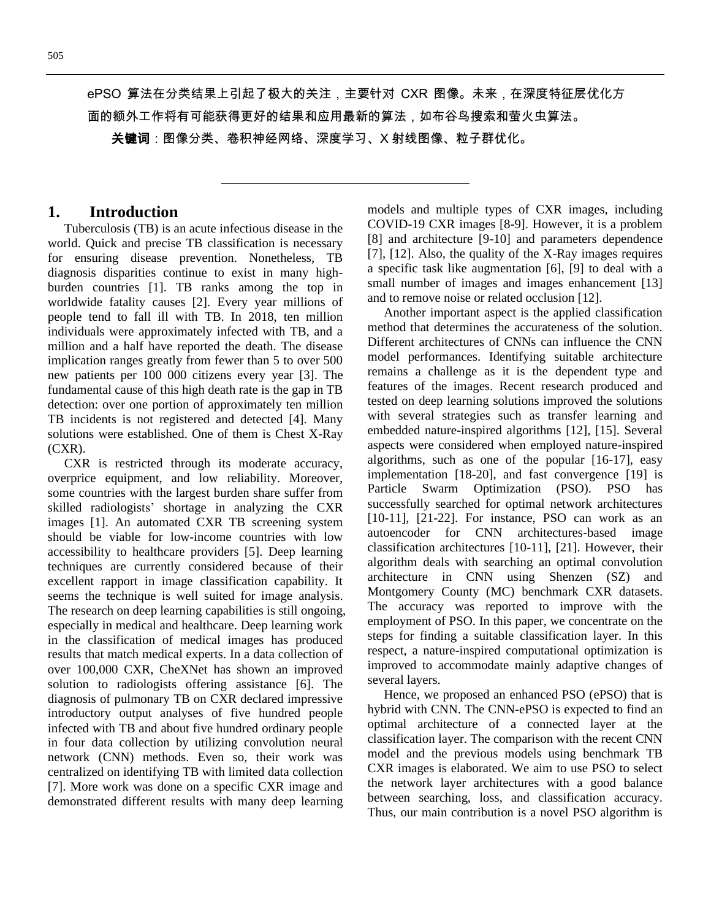ePSO 算法在分类结果上引起了极大的关注，主要针对 CXR 图像。未来，在深度特征层优化方面的额外工作将有可能获得更好的结果和应用最新的算法，如布谷鸟搜索和萤火虫算法。

**关键词**：图像分类、卷积神经网络、深度学习、X 射线图像、粒子群优化。

---

## 1. Introduction

Tuberculosis (TB) is an acute infectious disease in the world. Quick and precise TB classification is necessary for ensuring disease prevention. Nonetheless, TB diagnosis disparities continue to exist in many high-burden countries [1]. TB ranks among the top in worldwide fatality causes [2]. Every year millions of people tend to fall ill with TB. In 2018, ten million individuals were approximately infected with TB, and a million and a half have reported the death. The disease implication ranges greatly from fewer than 5 to over 500 new patients per 100 000 citizens every year [3]. The fundamental cause of this high death rate is the gap in TB detection: over one portion of approximately ten million TB incidents is not registered and detected [4]. Many solutions were established. One of them is Chest X-Ray (CXR).

CXR is restricted through its moderate accuracy, overprice equipment, and low reliability. Moreover, some countries with the largest burden share suffer from skilled radiologists' shortage in analyzing the CXR images [1]. An automated CXR TB screening system should be viable for low-income countries with low accessibility to healthcare providers [5]. Deep learning techniques are currently considered because of their excellent rapport in image classification capability. It seems the technique is well suited for image analysis. The research on deep learning capabilities is still ongoing, especially in medical and healthcare. Deep learning work in the classification of medical images has produced results that match medical experts. In a data collection of over 100,000 CXR, CheXNet has shown an improved solution to radiologists offering assistance [6]. The diagnosis of pulmonary TB on CXR declared impressive introductory output analyses of five hundred people infected with TB and about five hundred ordinary people in four data collection by utilizing convolution neural network (CNN) methods. Even so, their work was centralized on identifying TB with limited data collection [7]. More work was done on a specific CXR image and demonstrated different results with many deep learning models and multiple types of CXR images, including COVID-19 CXR images [8-9]. However, it is a problem [8] and architecture [9-10] and parameters dependence [7], [12]. Also, the quality of the X-Ray images requires a specific task like augmentation [6], [9] to deal with a small number of images and images enhancement [13] and to remove noise or related occlusion [12].

Another important aspect is the applied classification method that determines the accurateness of the solution. Different architectures of CNNs can influence the CNN model performances. Identifying suitable architecture remains a challenge as it is the dependent type and features of the images. Recent research produced and tested on deep learning solutions improved the solutions with several strategies such as transfer learning and embedded nature-inspired algorithms [12], [15]. Several aspects were considered when employed nature-inspired algorithms, such as one of the popular [16-17], easy implementation [18-20], and fast convergence [19] is Particle Swarm Optimization (PSO). PSO has successfully searched for optimal network architectures [10-11], [21-22]. For instance, PSO can work as an autoencoder for CNN architectures-based image classification architectures [10-11], [21]. However, their algorithm deals with searching an optimal convolution architecture in CNN using Shenzen (SZ) and Montgomery County (MC) benchmark CXR datasets. The accuracy was reported to improve with the employment of PSO. In this paper, we concentrate on the steps for finding a suitable classification layer. In this respect, a nature-inspired computational optimization is improved to accommodate mainly adaptive changes of several layers.

Hence, we proposed an enhanced PSO (ePSO) that is hybrid with CNN. The CNN-ePSO is expected to find an optimal architecture of a connected layer at the classification layer. The comparison with the recent CNN model and the previous models using benchmark TB CXR images is elaborated. We aim to use PSO to select the network layer architectures with a good balance between searching, loss, and classification accuracy. Thus, our main contribution is a novel PSO algorithm is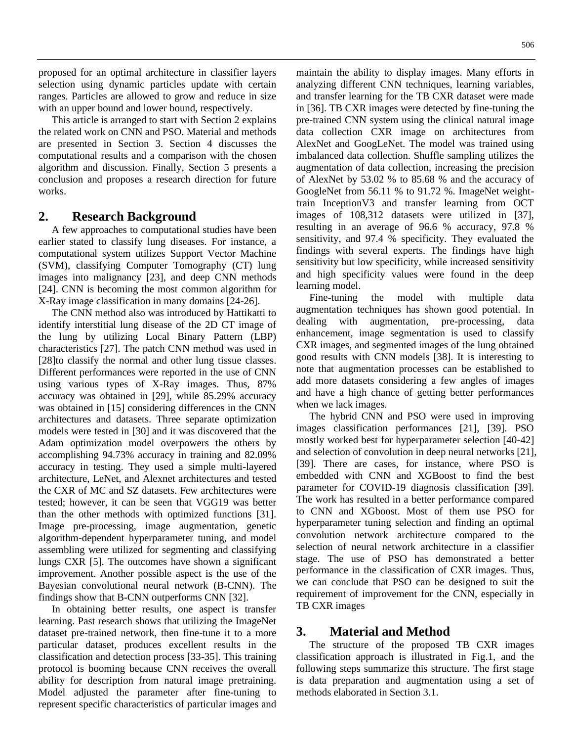proposed for an optimal architecture in classifier layers selection using dynamic particles update with certain ranges. Particles are allowed to grow and reduce in size with an upper bound and lower bound, respectively.

This article is arranged to start with Section 2 explains the related work on CNN and PSO. Material and methods are presented in Section 3. Section 4 discusses the computational results and a comparison with the chosen algorithm and discussion. Finally, Section 5 presents a conclusion and proposes a research direction for future works.

## 2. Research Background

A few approaches to computational studies have been earlier stated to classify lung diseases. For instance, a computational system utilizes Support Vector Machine (SVM), classifying Computer Tomography (CT) lung images into malignancy [23], and deep CNN methods [24]. CNN is becoming the most common algorithm for X-Ray image classification in many domains [24-26].

The CNN method also was introduced by Hattikatti to identify interstitial lung disease of the 2D CT image of the lung by utilizing Local Binary Pattern (LBP) characteristics [27]. The patch CNN method was used in [28]to classify the normal and other lung tissue classes. Different performances were reported in the use of CNN using various types of X-Ray images. Thus, 87% accuracy was obtained in [29], while 85.29% accuracy was obtained in [15] considering differences in the CNN architectures and datasets. Three separate optimization models were tested in [30] and it was discovered that the Adam optimization model overpowers the others by accomplishing 94.73% accuracy in training and 82.09% accuracy in testing. They used a simple multi-layered architecture, LeNet, and Alexnet architectures and tested the CXR of MC and SZ datasets. Few architectures were tested; however, it can be seen that VGG19 was better than the other methods with optimized functions [31]. Image pre-processing, image augmentation, genetic algorithm-dependent hyperparameter tuning, and model assembling were utilized for segmenting and classifying lungs CXR [5]. The outcomes have shown a significant improvement. Another possible aspect is the use of the Bayesian convolutional neural network (B-CNN). The findings show that B-CNN outperforms CNN [32].

In obtaining better results, one aspect is transfer learning. Past research shows that utilizing the ImageNet dataset pre-trained network, then fine-tune it to a more particular dataset, produces excellent results in the classification and detection process [33-35]. This training protocol is booming because CNN receives the overall ability for description from natural image pretraining. Model adjusted the parameter after fine-tuning to represent specific characteristics of particular images and maintain the ability to display images. Many efforts in analyzing different CNN techniques, learning variables, and transfer learning for the TB CXR dataset were made in [36]. TB CXR images were detected by fine-tuning the pre-trained CNN system using the clinical natural image data collection CXR image on architectures from AlexNet and GoogLeNet. The model was trained using imbalanced data collection. Shuffle sampling utilizes the augmentation of data collection, increasing the precision of AlexNet by 53.02 % to 85.68 % and the accuracy of GoogleNet from 56.11 % to 91.72 %. ImageNet weight-train InceptionV3 and transfer learning from OCT images of 108,312 datasets were utilized in [37], resulting in an average of 96.6 % accuracy, 97.8 % sensitivity, and 97.4 % specificity. They evaluated the findings with several experts. The findings have high sensitivity but low specificity, while increased sensitivity and high specificity values were found in the deep learning model.

Fine-tuning the model with multiple data augmentation techniques has shown good potential. In dealing with augmentation, pre-processing, data enhancement, image segmentation is used to classify CXR images, and segmented images of the lung obtained good results with CNN models [38]. It is interesting to note that augmentation processes can be established to add more datasets considering a few angles of images and have a high chance of getting better performances when we lack images.

The hybrid CNN and PSO were used in improving images classification performances [21], [39]. PSO mostly worked best for hyperparameter selection [40-42] and selection of convolution in deep neural networks [21], [39]. There are cases, for instance, where PSO is embedded with CNN and XGBoost to find the best parameter for COVID-19 diagnosis classification [39]. The work has resulted in a better performance compared to CNN and XGboost. Most of them use PSO for hyperparameter tuning selection and finding an optimal convolution network architecture compared to the selection of neural network architecture in a classifier stage. The use of PSO has demonstrated a better performance in the classification of CXR images. Thus, we can conclude that PSO can be designed to suit the requirement of improvement for the CNN, especially in TB CXR images

## 3. Material and Method

The structure of the proposed TB CXR images classification approach is illustrated in Fig.1, and the following steps summarize this structure. The first stage is data preparation and augmentation using a set of methods elaborated in Section 3.1.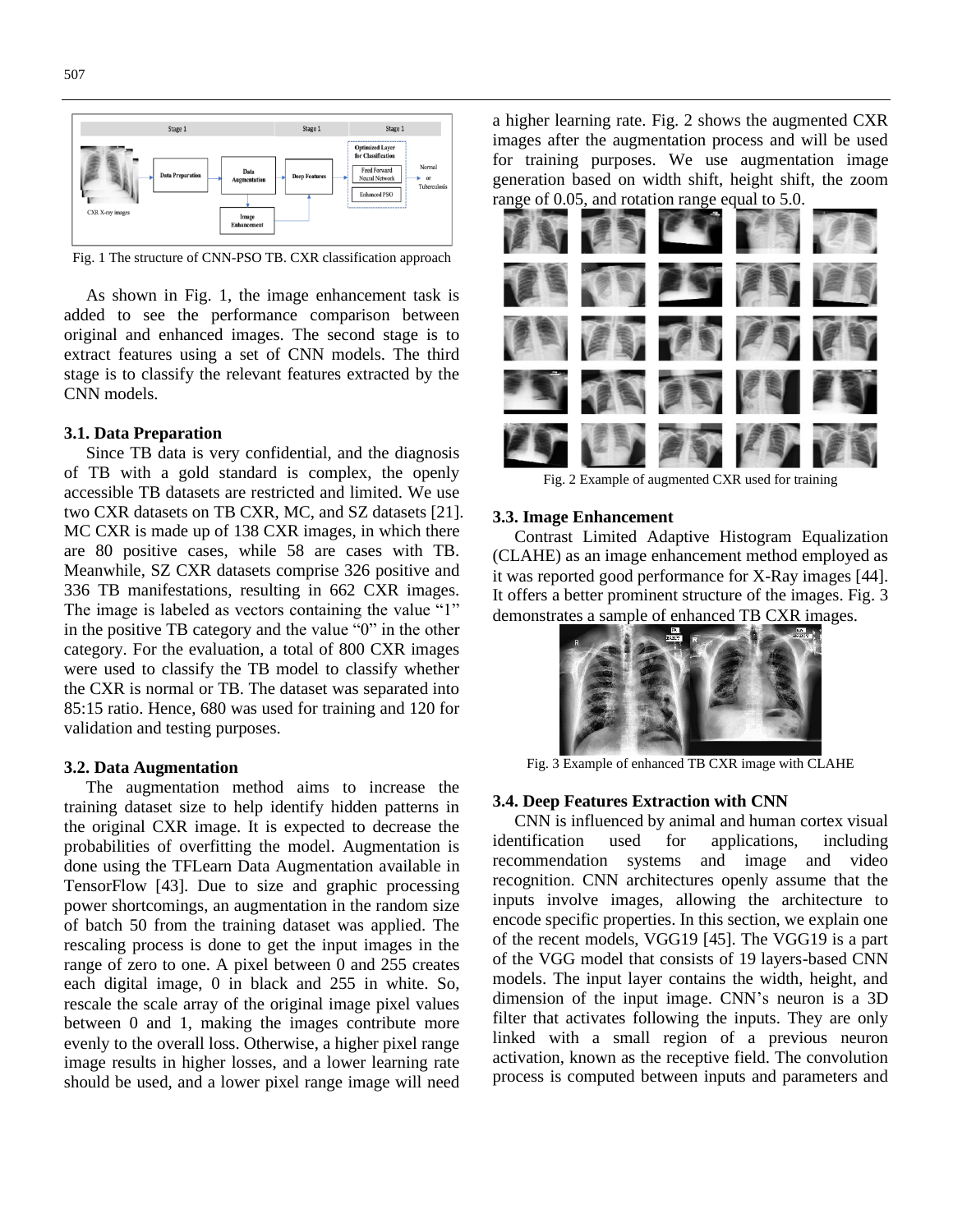Fig. 1 The structure of CNN-PSO TB. CXR classification approach

As shown in Fig. 1, the image enhancement task is added to see the performance comparison between original and enhanced images. The second stage is to extract features using a set of CNN models. The third stage is to classify the relevant features extracted by the CNN models.

### 3.1. Data Preparation

Since TB data is very confidential, and the diagnosis of TB with a gold standard is complex, the openly accessible TB datasets are restricted and limited. We use two CXR datasets on TB CXR, MC, and SZ datasets [21]. MC CXR is made up of 138 CXR images, in which there are 80 positive cases, while 58 are cases with TB. Meanwhile, SZ CXR datasets comprise 326 positive and 336 TB manifestations, resulting in 662 CXR images. The image is labeled as vectors containing the value "1" in the positive TB category and the value "0" in the other category. For the evaluation, a total of 800 CXR images were used to classify the TB model to classify whether the CXR is normal or TB. The dataset was separated into 85:15 ratio. Hence, 680 was used for training and 120 for validation and testing purposes.

### 3.2. Data Augmentation

The augmentation method aims to increase the training dataset size to help identify hidden patterns in the original CXR image. It is expected to decrease the probabilities of overfitting the model. Augmentation is done using the TFLearn Data Augmentation available in TensorFlow [43]. Due to size and graphic processing power shortcomings, an augmentation in the random size of batch 50 from the training dataset was applied. The rescaling process is done to get the input images in the range of zero to one. A pixel between 0 and 255 creates each digital image, 0 in black and 255 in white. So, rescale the scale array of the original image pixel values between 0 and 1, making the images contribute more evenly to the overall loss. Otherwise, a higher pixel range image results in higher losses, and a lower learning rate should be used, and a lower pixel range image will need a higher learning rate. Fig. 2 shows the augmented CXR images after the augmentation process and will be used for training purposes. We use augmentation image generation based on width shift, height shift, the zoom range of 0.05, and rotation range equal to 5.0.

Fig. 2 Example of augmented CXR used for training

### 3.3. Image Enhancement

Contrast Limited Adaptive Histogram Equalization (CLAHE) as an image enhancement method employed as it was reported good performance for X-Ray images [44]. It offers a better prominent structure of the images. Fig. 3 demonstrates a sample of enhanced TB CXR images.

Fig. 3 Example of enhanced TB CXR image with CLAHE

### 3.4. Deep Features Extraction with CNN

CNN is influenced by animal and human cortex visual identification used for applications, including recommendation systems and image and video recognition. CNN architectures openly assume that the inputs involve images, allowing the architecture to encode specific properties. In this section, we explain one of the recent models, VGG19 [45]. The VGG19 is a part of the VGG model that consists of 19 layers-based CNN models. The input layer contains the width, height, and dimension of the input image. CNN's neuron is a 3D filter that activates following the inputs. They are only linked with a small region of a previous neuron activation, known as the receptive field. The convolution process is computed between inputs and parameters and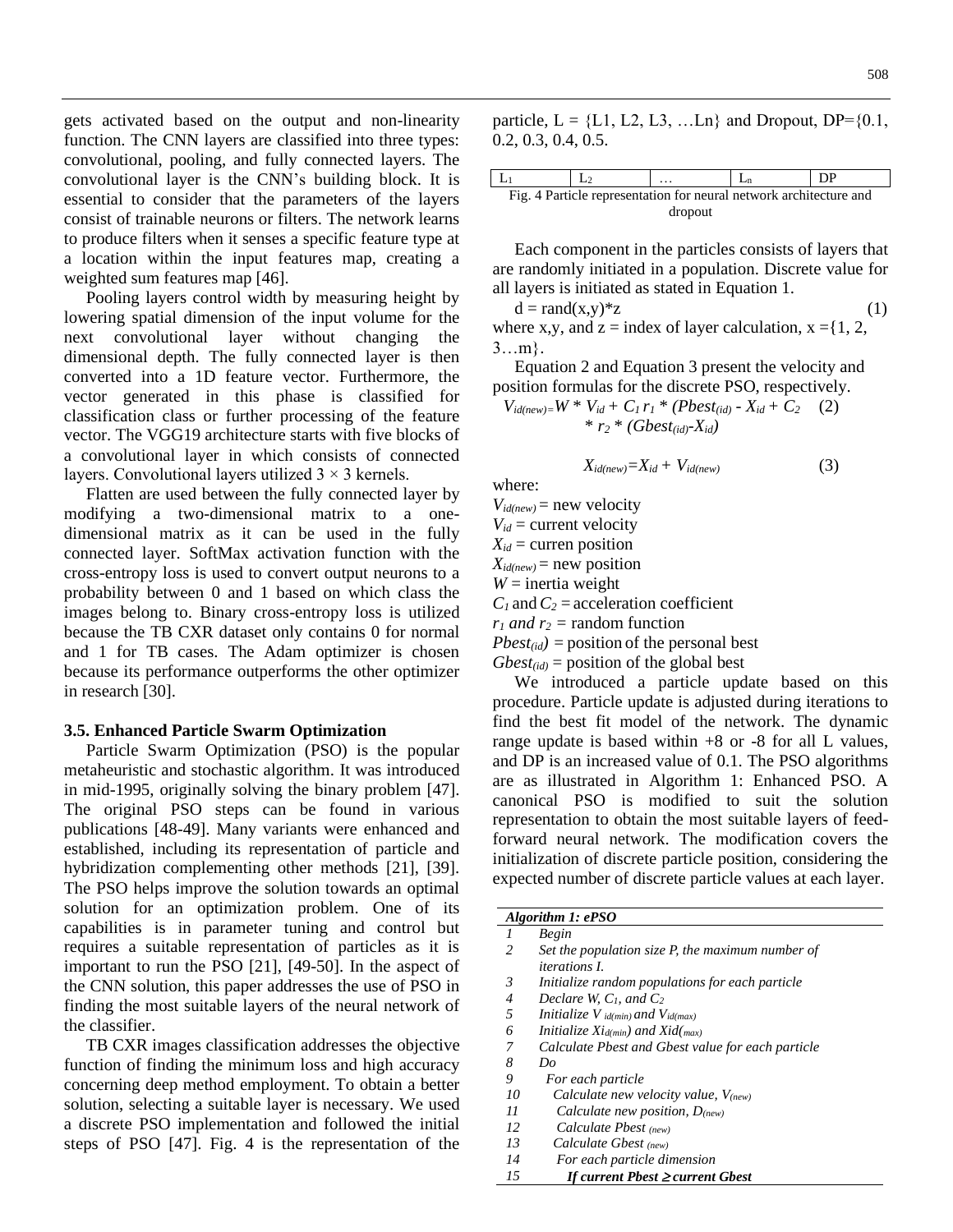gets activated based on the output and non-linearity function. The CNN layers are classified into three types: convolutional, pooling, and fully connected layers. The convolutional layer is the CNN's building block. It is essential to consider that the parameters of the layers consist of trainable neurons or filters. The network learns to produce filters when it senses a specific feature type at a location within the input features map, creating a weighted sum features map [46].

Pooling layers control width by measuring height by lowering spatial dimension of the input volume for the next convolutional layer without changing the dimensional depth. The fully connected layer is then converted into a 1D feature vector. Furthermore, the vector generated in this phase is classified for classification class or further processing of the feature vector. The VGG19 architecture starts with five blocks of a convolutional layer in which consists of connected layers. Convolutional layers utilized 3 × 3 kernels.

Flatten are used between the fully connected layer by modifying a two-dimensional matrix to a one-dimensional matrix as it can be used in the fully connected layer. SoftMax activation function with the cross-entropy loss is used to convert output neurons to a probability between 0 and 1 based on which class the images belong to. Binary cross-entropy loss is utilized because the TB CXR dataset only contains 0 for normal and 1 for TB cases. The Adam optimizer is chosen because its performance outperforms the other optimizer in research [30].

### 3.5. Enhanced Particle Swarm Optimization

Particle Swarm Optimization (PSO) is the popular metaheuristic and stochastic algorithm. It was introduced in mid-1995, originally solving the binary problem [47]. The original PSO steps can be found in various publications [48-49]. Many variants were enhanced and established, including its representation of particle and hybridization complementing other methods [21], [39]. The PSO helps improve the solution towards an optimal solution for an optimization problem. One of its capabilities is in parameter tuning and control but requires a suitable representation of particles as it is important to run the PSO [21], [49-50]. In the aspect of the CNN solution, this paper addresses the use of PSO in finding the most suitable layers of the neural network of the classifier.

TB CXR images classification addresses the objective function of finding the minimum loss and high accuracy concerning deep method employment. To obtain a better solution, selecting a suitable layer is necessary. We used a discrete PSO implementation and followed the initial steps of PSO [47]. Fig. 4 is the representation of the particle, L = {L1, L2, L3, …Ln} and Dropout, DP={0.1, 0.2, 0.3, 0.4, 0.5.

| $L_1$ | $L_2$ | … | $L_n$ | DP |
|---|---|---|---|---|

Fig. 4 Particle representation for neural network architecture and dropout

Each component in the particles consists of layers that are randomly initiated in a population. Discrete value for all layers is initiated as stated in Equation 1.

$$d = rand(x,y)*z \quad (1)$$

where x,y, and z = index of layer calculation, x ={1, 2, 3…m}.

Equation 2 and Equation 3 present the velocity and position formulas for the discrete PSO, respectively.

$$V_{id(new)}=W * V_{id} + C_1 r_1 * (Pbest_{(id)} - X_{id} + C_2 * r_2 * (Gbest_{(id)}-X_{id}) \quad (2)$$

$$X_{id(new)}=X_{id} + V_{id(new)} \quad (3)$$

where:

$V_{id(new)}$ = new velocity
$V_{id}$ = current velocity
$X_{id}$ = curren position
$X_{id(new)}$ = new position
$W$ = inertia weight
$C_1$ and $C_2$ = acceleration coefficient
$r_1$ and $r_2$ = random function
$Pbest_{(id)}$ = position of the personal best
$Gbest_{(id)}$ = position of the global best

We introduced a particle update based on this procedure. Particle update is adjusted during iterations to find the best fit model of the network. The dynamic range update is based within +8 or -8 for all L values, and DP is an increased value of 0.1. The PSO algorithms are as illustrated in Algorithm 1: Enhanced PSO. A canonical PSO is modified to suit the solution representation to obtain the most suitable layers of feed-forward neural network. The modification covers the initialization of discrete particle position, considering the expected number of discrete particle values at each layer.

| ***Algorithm 1: ePSO*** | |
|---|---|
| *1* | *Begin* |
| *2* | *Set the population size P, the maximum number of iterations I.* |
| *3* | *Initialize random populations for each particle* |
| *4* | *Declare W, $C_1$, and $C_2$* |
| *5* | *Initialize $V_{id(min)}$ and $V_{id(max)}$* |
| *6* | *Initialize $Xi_{d(min)}$ and $Xid_{(max)}$* |
| *7* | *Calculate Pbest and Gbest value for each particle* |
| *8* | *Do* |
| *9* | *For each particle* |
| *10* | *Calculate new velocity value, $V_{(new)}$* |
| *11* | *Calculate new position, $D_{(new)}$* |
| *12* | *Calculate Pbest $_{(new)}$* |
| *13* | *Calculate Gbest $_{(new)}$* |
| *14* | *For each particle dimension* |
| *15* | ***If current Pbest ≥ current Gbest*** |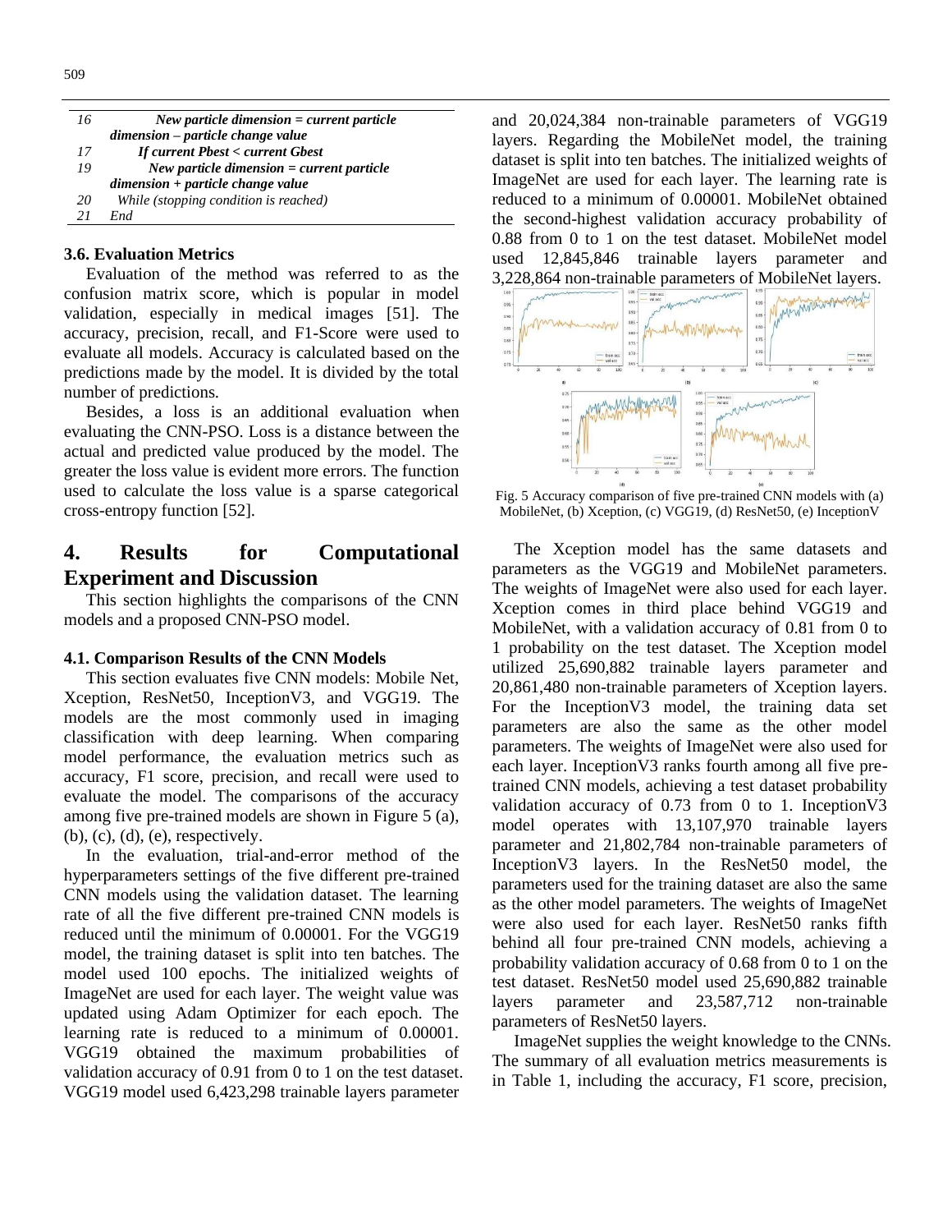| 16 | *New particle dimension = current particle dimension – particle change value* |
|---|---|
| 17 | *If current Pbest < current Gbest* |
| 19 | *New particle dimension = current particle dimension + particle change value* |
| 20 | *While (stopping condition is reached)* |
| 21 | *End* |

### 3.6. Evaluation Metrics

Evaluation of the method was referred to as the confusion matrix score, which is popular in model validation, especially in medical images [51]. The accuracy, precision, recall, and F1-Score were used to evaluate all models. Accuracy is calculated based on the predictions made by the model. It is divided by the total number of predictions.

Besides, a loss is an additional evaluation when evaluating the CNN-PSO. Loss is a distance between the actual and predicted value produced by the model. The greater the loss value is evident more errors. The function used to calculate the loss value is a sparse categorical cross-entropy function [52].

## 4. Results for Computational Experiment and Discussion

This section highlights the comparisons of the CNN models and a proposed CNN-PSO model.

### 4.1. Comparison Results of the CNN Models

This section evaluates five CNN models: Mobile Net, Xception, ResNet50, InceptionV3, and VGG19. The models are the most commonly used in imaging classification with deep learning. When comparing model performance, the evaluation metrics such as accuracy, F1 score, precision, and recall were used to evaluate the model. The comparisons of the accuracy among five pre-trained models are shown in Figure 5 (a), (b), (c), (d), (e), respectively.

In the evaluation, trial-and-error method of the hyperparameters settings of the five different pre-trained CNN models using the validation dataset. The learning rate of all the five different pre-trained CNN models is reduced until the minimum of 0.00001. For the VGG19 model, the training dataset is split into ten batches. The model used 100 epochs. The initialized weights of ImageNet are used for each layer. The weight value was updated using Adam Optimizer for each epoch. The learning rate is reduced to a minimum of 0.00001. VGG19 obtained the maximum probabilities of validation accuracy of 0.91 from 0 to 1 on the test dataset. VGG19 model used 6,423,298 trainable layers parameter and 20,024,384 non-trainable parameters of VGG19 layers. Regarding the MobileNet model, the training dataset is split into ten batches. The initialized weights of ImageNet are used for each layer. The learning rate is reduced to a minimum of 0.00001. MobileNet obtained the second-highest validation accuracy probability of 0.88 from 0 to 1 on the test dataset. MobileNet model used 12,845,846 trainable layers parameter and 3,228,864 non-trainable parameters of MobileNet layers.

Fig. 5 Accuracy comparison of five pre-trained CNN models with (a) MobileNet, (b) Xception, (c) VGG19, (d) ResNet50, (e) InceptionV

The Xception model has the same datasets and parameters as the VGG19 and MobileNet parameters. The weights of ImageNet were also used for each layer. Xception comes in third place behind VGG19 and MobileNet, with a validation accuracy of 0.81 from 0 to 1 probability on the test dataset. The Xception model utilized 25,690,882 trainable layers parameter and 20,861,480 non-trainable parameters of Xception layers. For the InceptionV3 model, the training data set parameters are also the same as the other model parameters. The weights of ImageNet were also used for each layer. InceptionV3 ranks fourth among all five pre-trained CNN models, achieving a test dataset probability validation accuracy of 0.73 from 0 to 1. InceptionV3 model operates with 13,107,970 trainable layers parameter and 21,802,784 non-trainable parameters of InceptionV3 layers. In the ResNet50 model, the parameters used for the training dataset are also the same as the other model parameters. The weights of ImageNet were also used for each layer. ResNet50 ranks fifth behind all four pre-trained CNN models, achieving a probability validation accuracy of 0.68 from 0 to 1 on the test dataset. ResNet50 model used 25,690,882 trainable layers parameter and 23,587,712 non-trainable parameters of ResNet50 layers.

ImageNet supplies the weight knowledge to the CNNs. The summary of all evaluation metrics measurements is in Table 1, including the accuracy, F1 score, precision,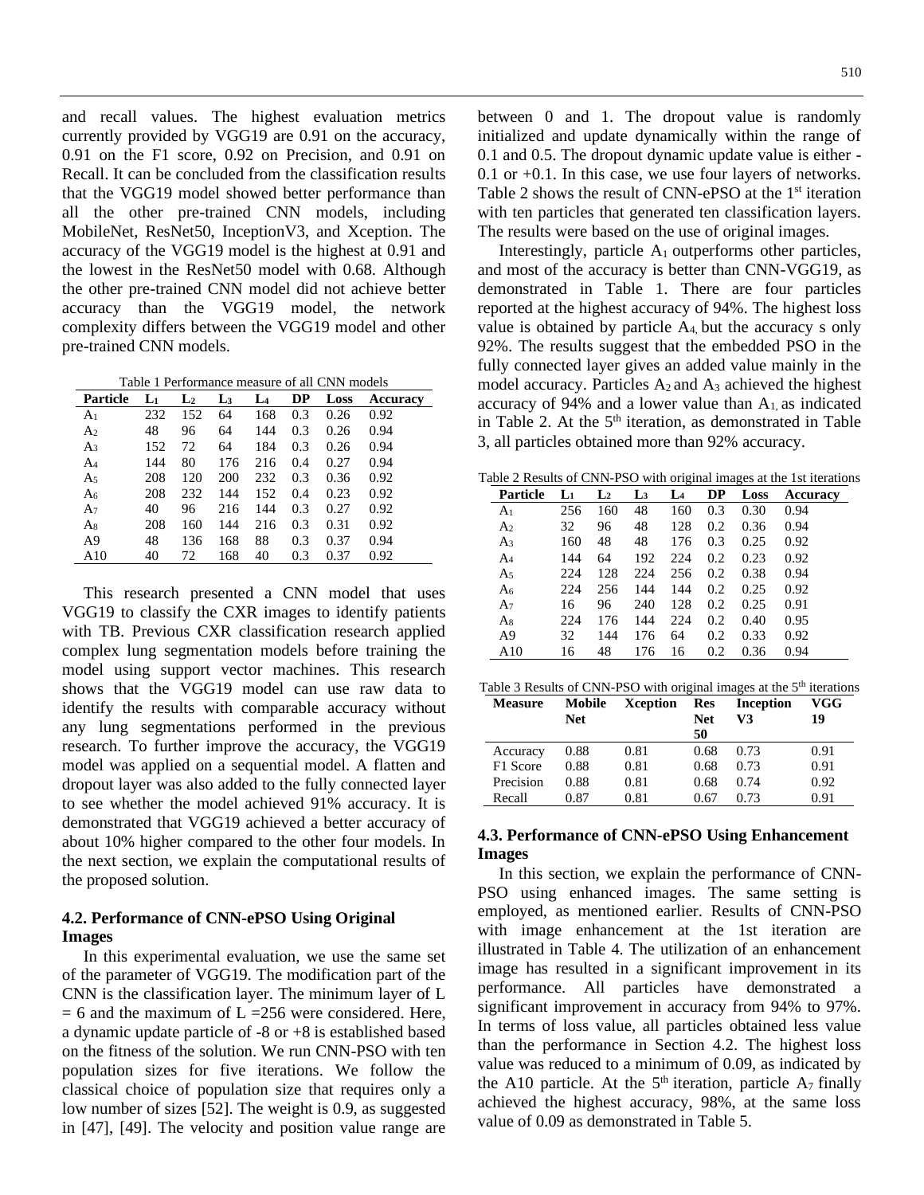and recall values. The highest evaluation metrics currently provided by VGG19 are 0.91 on the accuracy, 0.91 on the F1 score, 0.92 on Precision, and 0.91 on Recall. It can be concluded from the classification results that the VGG19 model showed better performance than all the other pre-trained CNN models, including MobileNet, ResNet50, InceptionV3, and Xception. The accuracy of the VGG19 model is the highest at 0.91 and the lowest in the ResNet50 model with 0.68. Although the other pre-trained CNN model did not achieve better accuracy than the VGG19 model, the network complexity differs between the VGG19 model and other pre-trained CNN models.

Table 1 Performance measure of all CNN models

| Particle | $L_1$ | $L_2$ | $L_3$ | $L_4$ | DP | Loss | Accuracy |
|---|---|---|---|---|---|---|---|
| $A_1$ | 232 | 152 | 64 | 168 | 0.3 | 0.26 | 0.92 |
| $A_2$ | 48 | 96 | 64 | 144 | 0.3 | 0.26 | 0.94 |
| $A_3$ | 152 | 72 | 64 | 184 | 0.3 | 0.26 | 0.94 |
| $A_4$ | 144 | 80 | 176 | 216 | 0.4 | 0.27 | 0.94 |
| $A_5$ | 208 | 120 | 200 | 232 | 0.3 | 0.36 | 0.92 |
| $A_6$ | 208 | 232 | 144 | 152 | 0.4 | 0.23 | 0.92 |
| $A_7$ | 40 | 96 | 216 | 144 | 0.3 | 0.27 | 0.92 |
| $A_8$ | 208 | 160 | 144 | 216 | 0.3 | 0.31 | 0.92 |
| A9 | 48 | 136 | 168 | 88 | 0.3 | 0.37 | 0.94 |
| A10 | 40 | 72 | 168 | 40 | 0.3 | 0.37 | 0.92 |

This research presented a CNN model that uses VGG19 to classify the CXR images to identify patients with TB. Previous CXR classification research applied complex lung segmentation models before training the model using support vector machines. This research shows that the VGG19 model can use raw data to identify the results with comparable accuracy without any lung segmentations performed in the previous research. To further improve the accuracy, the VGG19 model was applied on a sequential model. A flatten and dropout layer was also added to the fully connected layer to see whether the model achieved 91% accuracy. It is demonstrated that VGG19 achieved a better accuracy of about 10% higher compared to the other four models. In the next section, we explain the computational results of the proposed solution.

### 4.2. Performance of CNN-ePSO Using Original Images

In this experimental evaluation, we use the same set of the parameter of VGG19. The modification part of the CNN is the classification layer. The minimum layer of $L = 6$ and the maximum of $L = 256$ were considered. Here, a dynamic update particle of -8 or +8 is established based on the fitness of the solution. We run CNN-PSO with ten population sizes for five iterations. We follow the classical choice of population size that requires only a low number of sizes [52]. The weight is 0.9, as suggested in [47], [49]. The velocity and position value range are between 0 and 1. The dropout value is randomly initialized and update dynamically within the range of 0.1 and 0.5. The dropout dynamic update value is either -0.1 or +0.1. In this case, we use four layers of networks. Table 2 shows the result of CNN-ePSO at the 1st iteration with ten particles that generated ten classification layers. The results were based on the use of original images.

Interestingly, particle $A_1$ outperforms other particles, and most of the accuracy is better than CNN-VGG19, as demonstrated in Table 1. There are four particles reported at the highest accuracy of 94%. The highest loss value is obtained by particle $A_4$, but the accuracy s only 92%. The results suggest that the embedded PSO in the fully connected layer gives an added value mainly in the model accuracy. Particles $A_2$ and $A_3$ achieved the highest accuracy of 94% and a lower value than $A_1$, as indicated in Table 2. At the 5th iteration, as demonstrated in Table 3, all particles obtained more than 92% accuracy.

Table 2 Results of CNN-PSO with original images at the 1st iterations

| Particle | $L_1$ | $L_2$ | $L_3$ | $L_4$ | DP | Loss | Accuracy |
|---|---|---|---|---|---|---|---|
| $A_1$ | 256 | 160 | 48 | 160 | 0.3 | 0.30 | 0.94 |
| $A_2$ | 32 | 96 | 48 | 128 | 0.2 | 0.36 | 0.94 |
| $A_3$ | 160 | 48 | 48 | 176 | 0.3 | 0.25 | 0.92 |
| $A_4$ | 144 | 64 | 192 | 224 | 0.2 | 0.23 | 0.92 |
| $A_5$ | 224 | 128 | 224 | 256 | 0.2 | 0.38 | 0.94 |
| $A_6$ | 224 | 256 | 144 | 144 | 0.2 | 0.25 | 0.92 |
| $A_7$ | 16 | 96 | 240 | 128 | 0.2 | 0.25 | 0.91 |
| $A_8$ | 224 | 176 | 144 | 224 | 0.2 | 0.40 | 0.95 |
| A9 | 32 | 144 | 176 | 64 | 0.2 | 0.33 | 0.92 |
| A10 | 16 | 48 | 176 | 16 | 0.2 | 0.36 | 0.94 |

Table 3 Results of CNN-PSO with original images at the 5th iterations

| Measure | Mobile Net | Xception | Res Net 50 | Inception V3 | VGG 19 |
|---|---|---|---|---|---|
| Accuracy | 0.88 | 0.81 | 0.68 | 0.73 | 0.91 |
| F1 Score | 0.88 | 0.81 | 0.68 | 0.73 | 0.91 |
| Precision | 0.88 | 0.81 | 0.68 | 0.74 | 0.92 |
| Recall | 0.87 | 0.81 | 0.67 | 0.73 | 0.91 |

### 4.3. Performance of CNN-ePSO Using Enhancement Images

In this section, we explain the performance of CNN-PSO using enhanced images. The same setting is employed, as mentioned earlier. Results of CNN-PSO with image enhancement at the 1st iteration are illustrated in Table 4. The utilization of an enhancement image has resulted in a significant improvement in its performance. All particles have demonstrated a significant improvement in accuracy from 94% to 97%. In terms of loss value, all particles obtained less value than the performance in Section 4.2. The highest loss value was reduced to a minimum of 0.09, as indicated by the A10 particle. At the 5th iteration, particle $A_7$ finally achieved the highest accuracy, 98%, at the same loss value of 0.09 as demonstrated in Table 5.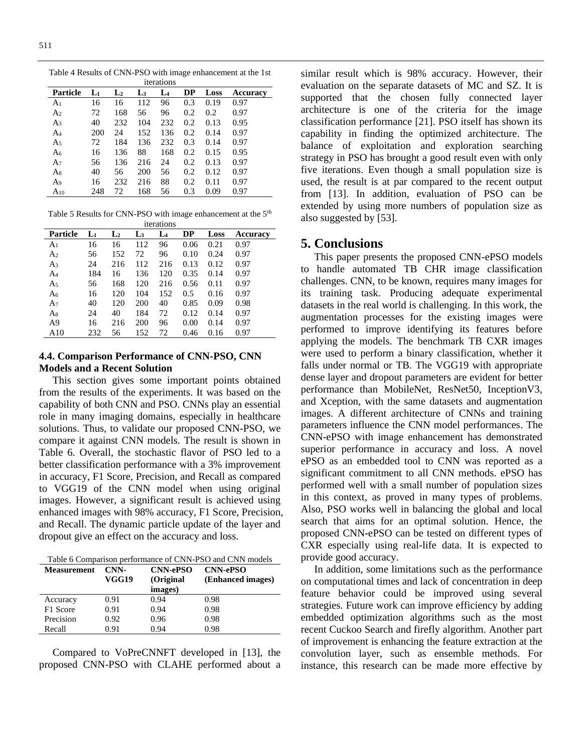Table 4 Results of CNN-PSO with image enhancement at the 1st iterations

| Particle | $L_1$ | $L_2$ | $L_3$ | $L_4$ | DP | Loss | Accuracy |
|---|---|---|---|---|---|---|---|
| $A_1$ | 16 | 16 | 112 | 96 | 0.3 | 0.19 | 0.97 |
| $A_2$ | 72 | 168 | 56 | 96 | 0.2 | 0.2 | 0.97 |
| $A_3$ | 40 | 232 | 104 | 232 | 0.2 | 0.13 | 0.95 |
| $A_4$ | 200 | 24 | 152 | 136 | 0.2 | 0.14 | 0.97 |
| $A_5$ | 72 | 184 | 136 | 232 | 0.3 | 0.14 | 0.97 |
| $A_6$ | 16 | 136 | 88 | 168 | 0.2 | 0.15 | 0.95 |
| $A_7$ | 56 | 136 | 216 | 24 | 0.2 | 0.13 | 0.97 |
| $A_8$ | 40 | 56 | 200 | 56 | 0.2 | 0.12 | 0.97 |
| $A_9$ | 16 | 232 | 216 | 88 | 0.2 | 0.11 | 0.97 |
| $A_{10}$ | 248 | 72 | 168 | 56 | 0.3 | 0.09 | 0.97 |

Table 5 Results for CNN-PSO with image enhancement at the 5th iterations

| Particle | $L_1$ | $L_2$ | $L_3$ | $L_4$ | DP | Loss | Accuracy |
|---|---|---|---|---|---|---|---|
| $A_1$ | 16 | 16 | 112 | 96 | 0.06 | 0.21 | 0.97 |
| $A_2$ | 56 | 152 | 72 | 96 | 0.10 | 0.24 | 0.97 |
| $A_3$ | 24 | 216 | 112 | 216 | 0.13 | 0.12 | 0.97 |
| $A_4$ | 184 | 16 | 136 | 120 | 0.35 | 0.14 | 0.97 |
| $A_5$ | 56 | 168 | 120 | 216 | 0.56 | 0.11 | 0.97 |
| $A_6$ | 16 | 120 | 104 | 152 | 0.5 | 0.16 | 0.97 |
| $A_7$ | 40 | 120 | 200 | 40 | 0.85 | 0.09 | 0.98 |
| $A_8$ | 24 | 40 | 184 | 72 | 0.12 | 0.14 | 0.97 |
| A9 | 16 | 216 | 200 | 96 | 0.00 | 0.14 | 0.97 |
| A10 | 232 | 56 | 152 | 72 | 0.46 | 0.16 | 0.97 |

### 4.4. Comparison Performance of CNN-PSO, CNN Models and a Recent Solution

This section gives some important points obtained from the results of the experiments. It was based on the capability of both CNN and PSO. CNNs play an essential role in many imaging domains, especially in healthcare solutions. Thus, to validate our proposed CNN-PSO, we compare it against CNN models. The result is shown in Table 6. Overall, the stochastic flavor of PSO led to a better classification performance with a 3% improvement in accuracy, F1 Score, Precision, and Recall as compared to VGG19 of the CNN model when using original images. However, a significant result is achieved using enhanced images with 98% accuracy, F1 Score, Precision, and Recall. The dynamic particle update of the layer and dropout give an effect on the accuracy and loss.

Table 6 Comparison performance of CNN-PSO and CNN models

| Measurement | CNN-VGG19 | CNN-ePSO (Original images) | CNN-ePSO (Enhanced images) |
|---|---|---|---|
| Accuracy | 0.91 | 0.94 | 0.98 |
| F1 Score | 0.91 | 0.94 | 0.98 |
| Precision | 0.92 | 0.96 | 0.98 |
| Recall | 0.91 | 0.94 | 0.98 |

Compared to VoPreCNNFT developed in [13], the proposed CNN-PSO with CLAHE performed about a similar result which is 98% accuracy. However, their evaluation on the separate datasets of MC and SZ. It is supported that the chosen fully connected layer architecture is one of the criteria for the image classification performance [21]. PSO itself has shown its capability in finding the optimized architecture. The balance of exploitation and exploration searching strategy in PSO has brought a good result even with only five iterations. Even though a small population size is used, the result is at par compared to the recent output from [13]. In addition, evaluation of PSO can be extended by using more numbers of population size as also suggested by [53].

## 5. Conclusions

This paper presents the proposed CNN-ePSO models to handle automated TB CHR image classification challenges. CNN, to be known, requires many images for its training task. Producing adequate experimental datasets in the real world is challenging. In this work, the augmentation processes for the existing images were performed to improve identifying its features before applying the models. The benchmark TB CXR images were used to perform a binary classification, whether it falls under normal or TB. The VGG19 with appropriate dense layer and dropout parameters are evident for better performance than MobileNet, ResNet50, InceptionV3, and Xception, with the same datasets and augmentation images. A different architecture of CNNs and training parameters influence the CNN model performances. The CNN-ePSO with image enhancement has demonstrated superior performance in accuracy and loss. A novel ePSO as an embedded tool to CNN was reported as a significant commitment to all CNN methods. ePSO has performed well with a small number of population sizes in this context, as proved in many types of problems. Also, PSO works well in balancing the global and local search that aims for an optimal solution. Hence, the proposed CNN-ePSO can be tested on different types of CXR especially using real-life data. It is expected to provide good accuracy.

In addition, some limitations such as the performance on computational times and lack of concentration in deep feature behavior could be improved using several strategies. Future work can improve efficiency by adding embedded optimization algorithms such as the most recent Cuckoo Search and firefly algorithm. Another part of improvement is enhancing the feature extraction at the convolution layer, such as ensemble methods. For instance, this research can be made more effective by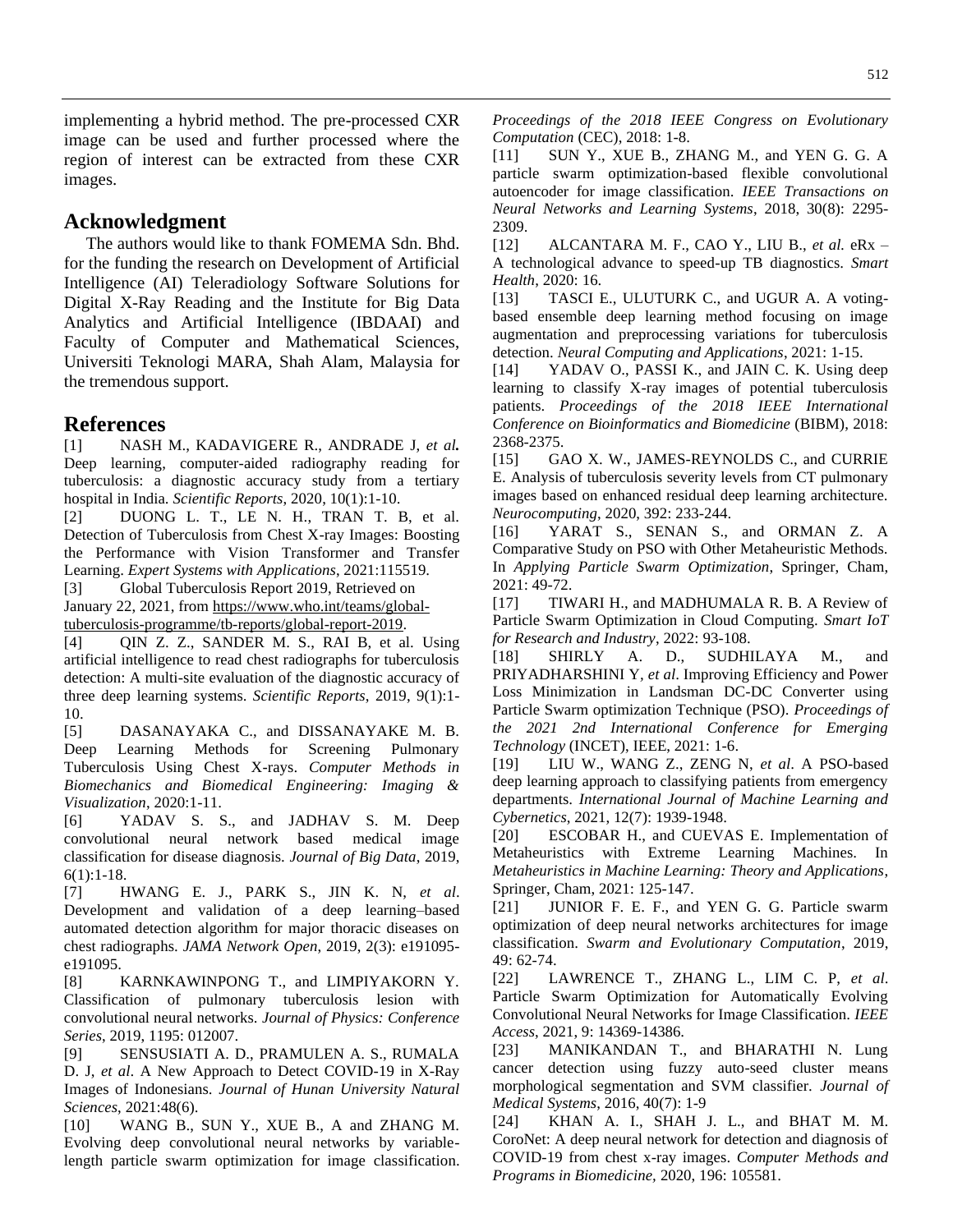implementing a hybrid method. The pre-processed CXR image can be used and further processed where the region of interest can be extracted from these CXR images.

## Acknowledgment

The authors would like to thank FOMEMA Sdn. Bhd. for the funding the research on Development of Artificial Intelligence (AI) Teleradiology Software Solutions for Digital X-Ray Reading and the Institute for Big Data Analytics and Artificial Intelligence (IBDAAI) and Faculty of Computer and Mathematical Sciences, Universiti Teknologi MARA, Shah Alam, Malaysia for the tremendous support.

## References

[1] NASH M., KADAVIGERE R., ANDRADE J, *et al.* Deep learning, computer-aided radiography reading for tuberculosis: a diagnostic accuracy study from a tertiary hospital in India. *Scientific Reports*, 2020, 10(1):1-10.

[2] DUONG L. T., LE N. H., TRAN T. B, et al. Detection of Tuberculosis from Chest X-ray Images: Boosting the Performance with Vision Transformer and Transfer Learning. *Expert Systems with Applications*, 2021:115519.

[3] Global Tuberculosis Report 2019, Retrieved on January 22, 2021, from https://www.who.int/teams/global-tuberculosis-programme/tb-reports/global-report-2019.

[4] QIN Z. Z., SANDER M. S., RAI B, et al. Using artificial intelligence to read chest radiographs for tuberculosis detection: A multi-site evaluation of the diagnostic accuracy of three deep learning systems. *Scientific Reports*, 2019, 9(1):1-10.

[5] DASANAYAKA C., and DISSANAYAKE M. B. Deep Learning Methods for Screening Pulmonary Tuberculosis Using Chest X-rays. *Computer Methods in Biomechanics and Biomedical Engineering: Imaging & Visualization*, 2020:1-11.

[6] YADAV S. S., and JADHAV S. M. Deep convolutional neural network based medical image classification for disease diagnosis. *Journal of Big Data*, 2019, 6(1):1-18.

[7] HWANG E. J., PARK S., JIN K. N, *et al*. Development and validation of a deep learning–based automated detection algorithm for major thoracic diseases on chest radiographs. *JAMA Network Open*, 2019, 2(3): e191095-e191095.

[8] KARNKAWINPONG T., and LIMPIYAKORN Y. Classification of pulmonary tuberculosis lesion with convolutional neural networks. *Journal of Physics: Conference Series*, 2019, 1195: 012007.

[9] SENSUSIATI A. D., PRAMULEN A. S., RUMALA D. J, *et al*. A New Approach to Detect COVID-19 in X-Ray Images of Indonesians. *Journal of Hunan University Natural Sciences*, 2021:48(6).

[10] WANG B., SUN Y., XUE B., A and ZHANG M. Evolving deep convolutional neural networks by variable-length particle swarm optimization for image classification. *Proceedings of the 2018 IEEE Congress on Evolutionary Computation* (CEC), 2018: 1-8.

[11] SUN Y., XUE B., ZHANG M., and YEN G. G. A particle swarm optimization-based flexible convolutional autoencoder for image classification. *IEEE Transactions on Neural Networks and Learning Systems*, 2018, 30(8): 2295-2309.

[12] ALCANTARA M. F., CAO Y., LIU B., *et al.* eRx – A technological advance to speed-up TB diagnostics. *Smart Health*, 2020: 16.

[13] TASCI E., ULUTURK C., and UGUR A. A voting-based ensemble deep learning method focusing on image augmentation and preprocessing variations for tuberculosis detection. *Neural Computing and Applications*, 2021: 1-15.

[14] YADAV O., PASSI K., and JAIN C. K. Using deep learning to classify X-ray images of potential tuberculosis patients. *Proceedings of the 2018 IEEE International Conference on Bioinformatics and Biomedicine* (BIBM), 2018: 2368-2375.

[15] GAO X. W., JAMES-REYNOLDS C., and CURRIE E. Analysis of tuberculosis severity levels from CT pulmonary images based on enhanced residual deep learning architecture. *Neurocomputing*, 2020, 392: 233-244.

[16] YARAT S., SENAN S., and ORMAN Z. A Comparative Study on PSO with Other Metaheuristic Methods. In *Applying Particle Swarm Optimization*, Springer, Cham, 2021: 49-72.

[17] TIWARI H., and MADHUMALA R. B. A Review of Particle Swarm Optimization in Cloud Computing. *Smart IoT for Research and Industry*, 2022: 93-108.

[18] SHIRLY A. D., SUDHILAYA M., and PRIYADHARSHINI Y, *et al*. Improving Efficiency and Power Loss Minimization in Landsman DC-DC Converter using Particle Swarm optimization Technique (PSO). *Proceedings of the 2021 2nd International Conference for Emerging Technology* (INCET), IEEE, 2021: 1-6.

[19] LIU W., WANG Z., ZENG N, *et al*. A PSO-based deep learning approach to classifying patients from emergency departments. *International Journal of Machine Learning and Cybernetics*, 2021, 12(7): 1939-1948.

[20] ESCOBAR H., and CUEVAS E. Implementation of Metaheuristics with Extreme Learning Machines. In *Metaheuristics in Machine Learning: Theory and Applications*, Springer, Cham, 2021: 125-147.

[21] JUNIOR F. E. F., and YEN G. G. Particle swarm optimization of deep neural networks architectures for image classification. *Swarm and Evolutionary Computation*, 2019, 49: 62-74.

[22] LAWRENCE T., ZHANG L., LIM C. P, *et al*. Particle Swarm Optimization for Automatically Evolving Convolutional Neural Networks for Image Classification. *IEEE Access*, 2021, 9: 14369-14386.

[23] MANIKANDAN T., and BHARATHI N. Lung cancer detection using fuzzy auto-seed cluster means morphological segmentation and SVM classifier. *Journal of Medical Systems*, 2016, 40(7): 1-9

[24] KHAN A. I., SHAH J. L., and BHAT M. M. CoroNet: A deep neural network for detection and diagnosis of COVID-19 from chest x-ray images. *Computer Methods and Programs in Biomedicine*, 2020, 196: 105581.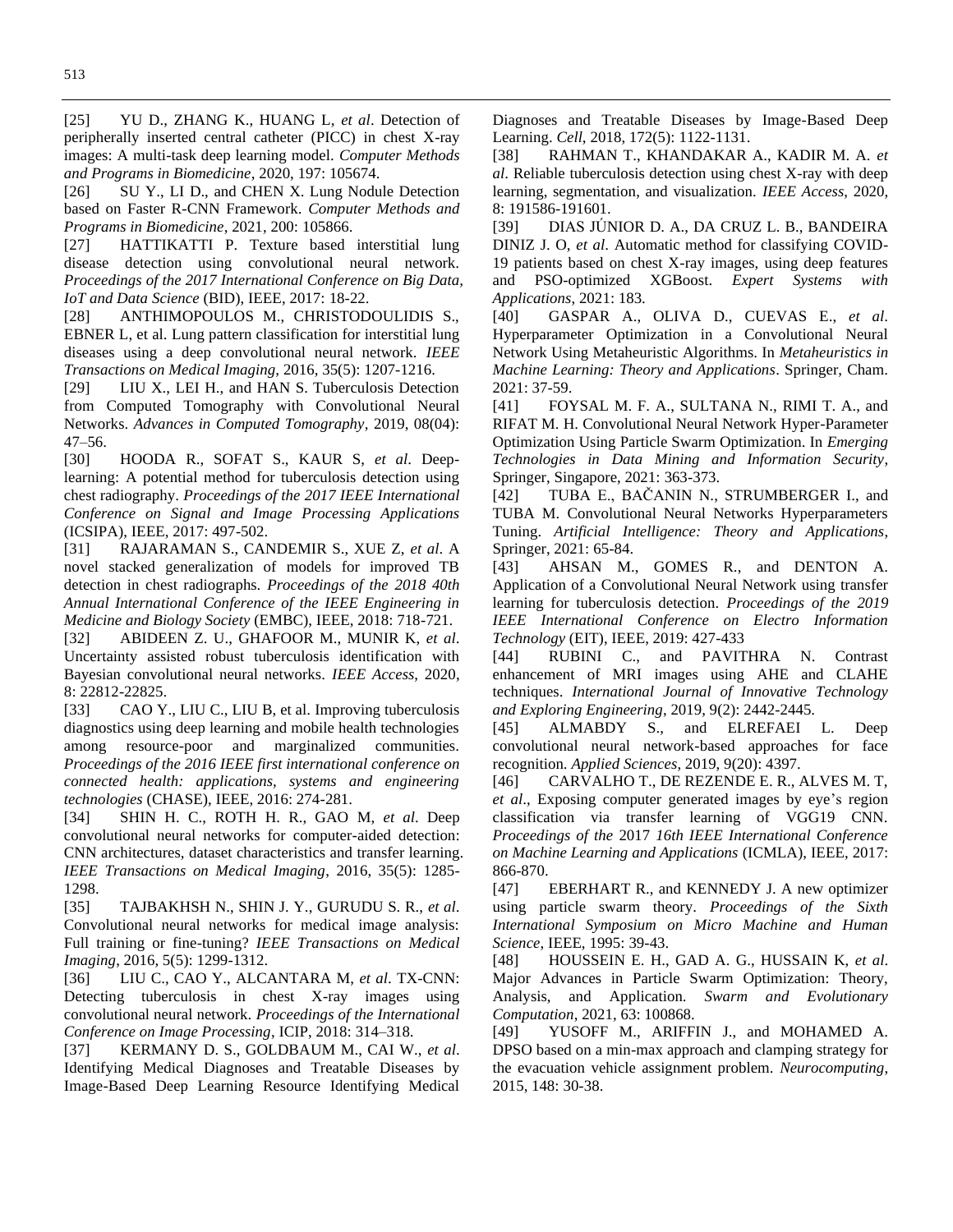[25] YU D., ZHANG K., HUANG L, *et al*. Detection of peripherally inserted central catheter (PICC) in chest X-ray images: A multi-task deep learning model. *Computer Methods and Programs in Biomedicine*, 2020, 197: 105674.

[26] SU Y., LI D., and CHEN X. Lung Nodule Detection based on Faster R-CNN Framework. *Computer Methods and Programs in Biomedicine*, 2021, 200: 105866.

[27] HATTIKATTI P. Texture based interstitial lung disease detection using convolutional neural network. *Proceedings of the 2017 International Conference on Big Data, IoT and Data Science* (BID), IEEE, 2017: 18-22.

[28] ANTHIMOPOULOS M., CHRISTODOULIDIS S., EBNER L, et al. Lung pattern classification for interstitial lung diseases using a deep convolutional neural network. *IEEE Transactions on Medical Imaging*, 2016, 35(5): 1207-1216.

[29] LIU X., LEI H., and HAN S. Tuberculosis Detection from Computed Tomography with Convolutional Neural Networks. *Advances in Computed Tomography*, 2019, 08(04): 47–56.

[30] HOODA R., SOFAT S., KAUR S, *et al*. Deep-learning: A potential method for tuberculosis detection using chest radiography. *Proceedings of the 2017 IEEE International Conference on Signal and Image Processing Applications* (ICSIPA), IEEE, 2017: 497-502.

[31] RAJARAMAN S., CANDEMIR S., XUE Z, *et al*. A novel stacked generalization of models for improved TB detection in chest radiographs. *Proceedings of the 2018 40th Annual International Conference of the IEEE Engineering in Medicine and Biology Society* (EMBC), IEEE, 2018: 718-721.

[32] ABIDEEN Z. U., GHAFOOR M., MUNIR K, *et al*. Uncertainty assisted robust tuberculosis identification with Bayesian convolutional neural networks. *IEEE Access*, 2020, 8: 22812-22825.

[33] CAO Y., LIU C., LIU B, et al. Improving tuberculosis diagnostics using deep learning and mobile health technologies among resource-poor and marginalized communities. *Proceedings of the 2016 IEEE first international conference on connected health: applications, systems and engineering technologies* (CHASE), IEEE, 2016: 274-281.

[34] SHIN H. C., ROTH H. R., GAO M, *et al*. Deep convolutional neural networks for computer-aided detection: CNN architectures, dataset characteristics and transfer learning. *IEEE Transactions on Medical Imaging*, 2016, 35(5): 1285-1298.

[35] TAJBAKHSH N., SHIN J. Y., GURUDU S. R., *et al*. Convolutional neural networks for medical image analysis: Full training or fine-tuning? *IEEE Transactions on Medical Imaging*, 2016, 5(5): 1299-1312.

[36] LIU C., CAO Y., ALCANTARA M, *et al*. TX-CNN: Detecting tuberculosis in chest X-ray images using convolutional neural network. *Proceedings of the International Conference on Image Processing*, ICIP, 2018: 314–318.

[37] KERMANY D. S., GOLDBAUM M., CAI W., *et al*. Identifying Medical Diagnoses and Treatable Diseases by Image-Based Deep Learning Resource Identifying Medical Diagnoses and Treatable Diseases by Image-Based Deep Learning. *Cell*, 2018, 172(5): 1122-1131.

[38] RAHMAN T., KHANDAKAR A., KADIR M. A. *et al*. Reliable tuberculosis detection using chest X-ray with deep learning, segmentation, and visualization. *IEEE Access*, 2020, 8: 191586-191601.

[39] DIAS JÚNIOR D. A., DA CRUZ L. B., BANDEIRA DINIZ J. O, *et al*. Automatic method for classifying COVID-19 patients based on chest X-ray images, using deep features and PSO-optimized XGBoost. *Expert Systems with Applications*, 2021: 183.

[40] GASPAR A., OLIVA D., CUEVAS E., *et al*. Hyperparameter Optimization in a Convolutional Neural Network Using Metaheuristic Algorithms. In *Metaheuristics in Machine Learning: Theory and Applications*. Springer, Cham. 2021: 37-59.

[41] FOYSAL M. F. A., SULTANA N., RIMI T. A., and RIFAT M. H. Convolutional Neural Network Hyper-Parameter Optimization Using Particle Swarm Optimization. In *Emerging Technologies in Data Mining and Information Security*, Springer, Singapore, 2021: 363-373.

[42] TUBA E., BAČANIN N., STRUMBERGER I., and TUBA M. Convolutional Neural Networks Hyperparameters Tuning. *Artificial Intelligence: Theory and Applications*, Springer, 2021: 65-84.

[43] AHSAN M., GOMES R., and DENTON A. Application of a Convolutional Neural Network using transfer learning for tuberculosis detection. *Proceedings of the 2019 IEEE International Conference on Electro Information Technology* (EIT), IEEE, 2019: 427-433

[44] RUBINI C., and PAVITHRA N. Contrast enhancement of MRI images using AHE and CLAHE techniques. *International Journal of Innovative Technology and Exploring Engineering*, 2019, 9(2): 2442-2445.

[45] ALMABDY S., and ELREFAEI L. Deep convolutional neural network-based approaches for face recognition. *Applied Sciences*, 2019, 9(20): 4397.

[46] CARVALHO T., DE REZENDE E. R., ALVES M. T, *et al*., Exposing computer generated images by eye's region classification via transfer learning of VGG19 CNN. *Proceedings of the* 2017 *16th IEEE International Conference on Machine Learning and Applications* (ICMLA), IEEE, 2017: 866-870.

[47] EBERHART R., and KENNEDY J. A new optimizer using particle swarm theory. *Proceedings of the Sixth International Symposium on Micro Machine and Human Science*, IEEE, 1995: 39-43.

[48] HOUSSEIN E. H., GAD A. G., HUSSAIN K, *et al*. Major Advances in Particle Swarm Optimization: Theory, Analysis, and Application. *Swarm and Evolutionary Computation*, 2021, 63: 100868.

[49] YUSOFF M., ARIFFIN J., and MOHAMED A. DPSO based on a min-max approach and clamping strategy for the evacuation vehicle assignment problem. *Neurocomputing*, 2015, 148: 30-38.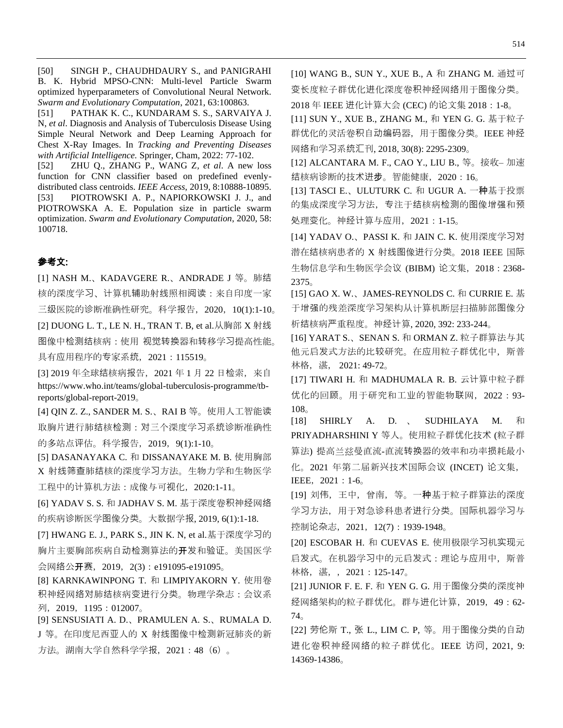[50] SINGH P., CHAUDHDAURY S., and PANIGRAHI B. K. Hybrid MPSO-CNN: Multi-level Particle Swarm optimized hyperparameters of Convolutional Neural Network. *Swarm and Evolutionary Computation*, 2021, 63:100863.

[51] PATHAK K. C., KUNDARAM S. S., SARVAIYA J. N, *et al*. Diagnosis and Analysis of Tuberculosis Disease Using Simple Neural Network and Deep Learning Approach for Chest X-Ray Images. In *Tracking and Preventing Diseases with Artificial Intelligence.* Springer, Cham, 2022: 77-102.

[52] ZHU Q., ZHANG P., WANG Z, *et al*. A new loss function for CNN classifier based on predefined evenly-distributed class centroids. *IEEE Access*, 2019, 8:10888-10895.

[53] PIOTROWSKI A. P., NAPIORKOWSKI J. J., and PIOTROWSKA A. E. Population size in particle swarm optimization. *Swarm and Evolutionary Computation*, 2020, 58: 100718.

**参考文:**

[1] NASH M.、KADAVGERE R.、ANDRADE J 等。肺结核的深度学习、计算机辅助射线照相阅读：来自印度一家三级医院的诊断准确性研究。科学报告，2020，10(1):1-10。

[2] DUONG L. T., LE N. H., TRAN T. B, et al.从胸部 X 射线图像中检测结核病：使用 视觉转换器和转移学习提高性能。具有应用程序的专家系统，2021：115519。

[3] 2019 年全球结核病报告，2021 年 1 月 22 日检索，来自 https://www.who.int/teams/global-tuberculosis-programme/tb-reports/global-report-2019。

[4] QIN Z. Z., SANDER M. S.、RAI B 等。使用人工智能读取胸片进行肺结核检测：对三个深度学习系统诊断准确性的多站点评估。科学报告，2019，9(1):1-10。

[5] DASANAYAKA C. 和 DISSANAYAKE M. B. 使用胸部 X 射线筛查肺结核的深度学习方法。生物力学和生物医学工程中的计算机方法：成像与可视化，2020:1-11。

[6] YADAV S. S. 和 JADHAV S. M. 基于深度卷积神经网络的疾病诊断医学图像分类。大数据学报, 2019, 6(1):1-18.

[7] HWANG E. J., PARK S., JIN K. N, et al.基于深度学习的胸片主要胸部疾病自动检测算法的开发和验证。美国医学会网络公开赛，2019，2(3)：e191095-e191095。

[8] KARNKAWINPONG T. 和 LIMPIYAKORN Y. 使用卷积神经网络对肺结核病变进行分类。物理学杂志：会议系列，2019，1195：012007。

[9] SENSUSIATI A. D.、PRAMULEN A. S.、RUMALA D. J 等。在印度尼西亚人的 X 射线图像中检测新冠肺炎的新方法。湖南大学自然科学学报，2021：48（6）。

[10] WANG B., SUN Y., XUE B., A 和 ZHANG M. 通过可变长度粒子群优化进化深度卷积神经网络用于图像分类。2018 年 IEEE 进化计算大会 (CEC) 的论文集 2018：1-8。

[11] SUN Y., XUE B., ZHANG M., 和 YEN G. G. 基于粒子群优化的灵活卷积自动编码器，用于图像分类。IEEE 神经网络和学习系统汇刊, 2018, 30(8): 2295-2309。

[12] ALCANTARA M. F., CAO Y., LIU B., 等。接收– 加速结核病诊断的技术进步。智能健康，2020：16。

[13] TASCI E.、ULUTURK C. 和 UGUR A. 一种基于投票的集成深度学习方法，专注于结核病检测的图像增强和预处理变化。神经计算与应用，2021：1-15。

[14] YADAV O.、PASSI K. 和 JAIN C. K. 使用深度学习对潜在结核病患者的 X 射线图像进行分类。2018 IEEE 国际生物信息学和生物医学会议 (BIBM) 论文集，2018：2368-2375。

[15] GAO X. W.、JAMES-REYNOLDS C. 和 CURRIE E. 基于增强的残差深度学习架构从计算机断层扫描肺部图像分析结核病严重程度。神经计算, 2020, 392: 233-244。

[16] YARAT S.、SENAN S. 和 ORMAN Z. 粒子群算法与其他元启发式方法的比较研究。在应用粒子群优化中，斯普林格，湛， 2021: 49-72。

[17] TIWARI H. 和 MADHUMALA R. B. 云计算中粒子群优化的回顾。用于研究和工业的智能物联网，2022：93-108。

[18] SHIRLY A. D. 、 SUDHILAYA M. 和 PRIYADHARSHINI Y 等人。使用粒子群优化技术 (粒子群算法) 提高兰兹曼直流-直流转换器的效率和功率损耗最小化。2021 年第二届新兴技术国际会议 (INCET) 论文集，IEEE，2021：1-6。

[19] 刘伟，王中，曾南，等。一种基于粒子群算法的深度学习方法，用于对急诊科患者进行分类。国际机器学习与控制论杂志，2021，12(7)：1939-1948。

[20] ESCOBAR H. 和 CUEVAS E. 使用极限学习机实现元启发式。在机器学习中的元启发式：理论与应用中，斯普林格，湛，，2021：125-147。

[21] JUNIOR F. E. F. 和 YEN G. G. 用于图像分类的深度神经网络架构的粒子群优化。群与进化计算，2019，49：62-74。

[22] 劳伦斯 T., 张 L., LIM C. P, 等。用于图像分类的自动进化卷积神经网络的粒子群优化。IEEE 访问，2021, 9: 14369-14386。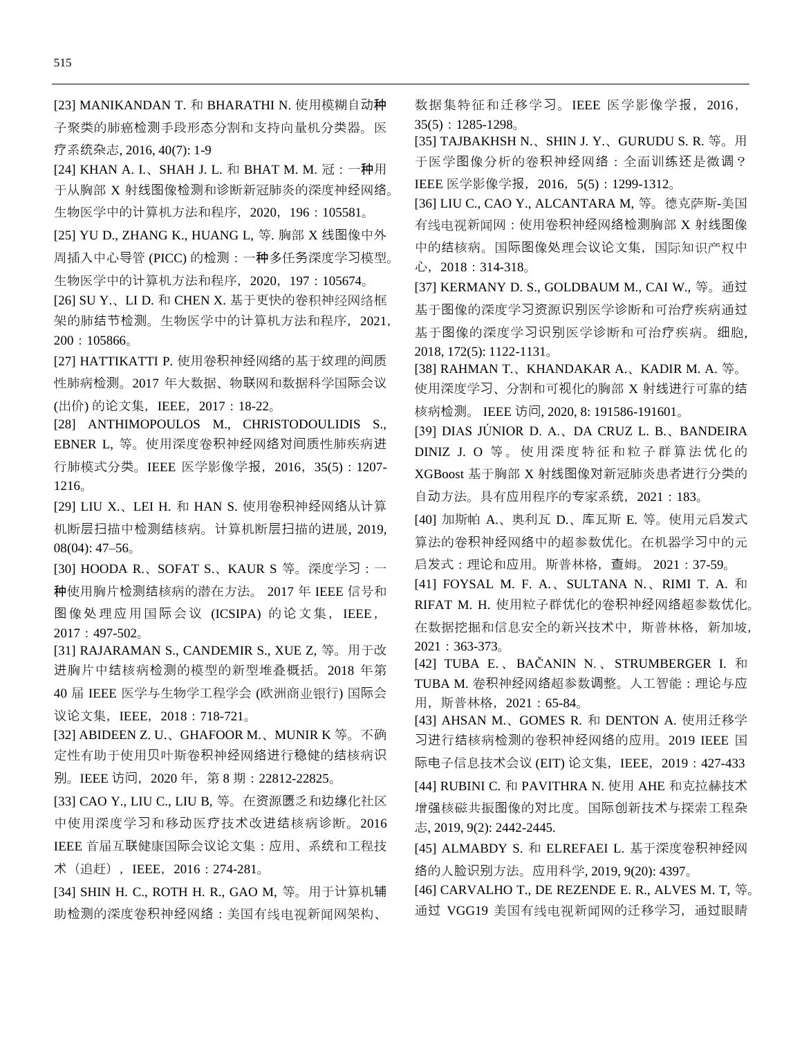[23] MANIKANDAN T. 和 BHARATHI N. 使用模糊自动种子聚类的肺癌检测手段形态分割和支持向量机分类器。医疗系统杂志, 2016, 40(7): 1-9

[24] KHAN A. I.、SHAH J. L. 和 BHAT M. M. 冠：一种用于从胸部 X 射线图像检测和诊断新冠肺炎的深度神经网络。生物医学中的计算机方法和程序，2020，196：105581。

[25] YU D., ZHANG K., HUANG L, 等. 胸部 X 线图像中外周插入中心导管 (PICC) 的检测：一种多任务深度学习模型。生物医学中的计算机方法和程序，2020，197：105674。

[26] SU Y.、LI D. 和 CHEN X. 基于更快的卷积神经网络框架的肺结节检测。生物医学中的计算机方法和程序，2021，200：105866。

[27] HATTIKATTI P. 使用卷积神经网络的基于纹理的间质性肺病检测。2017 年大数据、物联网和数据科学国际会议 (出价) 的论文集，IEEE，2017：18-22。

[28] ANTHIMOPOULOS M., CHRISTODOULIDIS S., EBNER L, 等。使用深度卷积神经网络对间质性肺疾病进行肺模式分类。IEEE 医学影像学报，2016，35(5)：1207-1216。

[29] LIU X.、LEI H. 和 HAN S. 使用卷积神经网络从计算机断层扫描中检测结核病。计算机断层扫描的进展, 2019, 08(04): 47–56。

[30] HOODA R.、SOFAT S.、KAUR S 等。深度学习：一种使用胸片检测结核病的潜在方法。 2017 年 IEEE 信号和图像处理应用国际会议 (ICSIPA) 的论文集，IEEE，2017：497-502。

[31] RAJARAMAN S., CANDEMIR S., XUE Z, 等。用于改进胸片中结核病检测的模型的新型堆叠概括。2018 年第 40 届 IEEE 医学与生物学工程学会 (欧洲商业银行) 国际会议论文集，IEEE，2018：718-721。

[32] ABIDEEN Z. U.、GHAFOOR M.、MUNIR K 等。不确定性有助于使用贝叶斯卷积神经网络进行稳健的结核病识别。IEEE 访问，2020 年，第 8 期：22812-22825。

[33] CAO Y., LIU C., LIU B, 等。在资源匮乏和边缘化社区中使用深度学习和移动医疗技术改进结核病诊断。2016 IEEE 首届互联健康国际会议论文集：应用、系统和工程技术（追赶），IEEE，2016：274-281。

[34] SHIN H. C., ROTH H. R., GAO M, 等。用于计算机辅助检测的深度卷积神经网络：美国有线电视新闻网架构、数据集特征和迁移学习。IEEE 医学影像学报，2016，35(5)：1285-1298。

[35] TAJBAKHSH N.、SHIN J. Y.、GURUDU S. R. 等。用于医学图像分析的卷积神经网络：全面训练还是微调？IEEE 医学影像学报，2016，5(5)：1299-1312。

[36] LIU C., CAO Y., ALCANTARA M, 等。德克萨斯-美国有线电视新闻网：使用卷积神经网络检测胸部 X 射线图像中的结核病。国际图像处理会议论文集，国际知识产权中心，2018：314-318。

[37] KERMANY D. S., GOLDBAUM M., CAI W., 等。通过基于图像的深度学习资源识别医学诊断和可治疗疾病通过基于图像的深度学习识别医学诊断和可治疗疾病。 细胞, 2018, 172(5): 1122-1131。

[38] RAHMAN T.、KHANDAKAR A.、KADIR M. A. 等。使用深度学习、分割和可视化的胸部 X 射线进行可靠的结核病检测。 IEEE 访问, 2020, 8: 191586-191601。

[39] DIAS JÚNIOR D. A.、DA CRUZ L. B.、BANDEIRA DINIZ J. O 等。使用深度特征和粒子群算法优化的 XGBoost 基于胸部 X 射线图像对新冠肺炎患者进行分类的自动方法。具有应用程序的专家系统，2021：183。

[40] 加斯帕 A.、奥利瓦 D.、库瓦斯 E. 等。使用元启发式算法的卷积神经网络中的超参数优化。在机器学习中的元启发式：理论和应用。斯普林格，查姆。 2021：37-59。

[41] FOYSAL M. F. A.、SULTANA N.、RIMI T. A. 和 RIFAT M. H. 使用粒子群优化的卷积神经网络超参数优化。在数据挖掘和信息安全的新兴技术中，斯普林格，新加坡，2021：363-373。

[42] TUBA E.、BAČANIN N.、STRUMBERGER I. 和 TUBA M. 卷积神经网络超参数调整。人工智能：理论与应用，斯普林格，2021：65-84。

[43] AHSAN M.、GOMES R. 和 DENTON A. 使用迁移学习进行结核病检测的卷积神经网络的应用。2019 IEEE 国际电子信息技术会议 (EIT) 论文集，IEEE，2019：427-433

[44] RUBINI C. 和 PAVITHRA N. 使用 AHE 和克拉赫技术增强核磁共振图像的对比度。国际创新技术与探索工程杂志, 2019, 9(2): 2442-2445.

[45] ALMABDY S. 和 ELREFAEI L. 基于深度卷积神经网络的人脸识别方法。应用科学, 2019, 9(20): 4397。

[46] CARVALHO T., DE REZENDE E. R., ALVES M. T, 等。通过 VGG19 美国有线电视新闻网的迁移学习，通过眼睛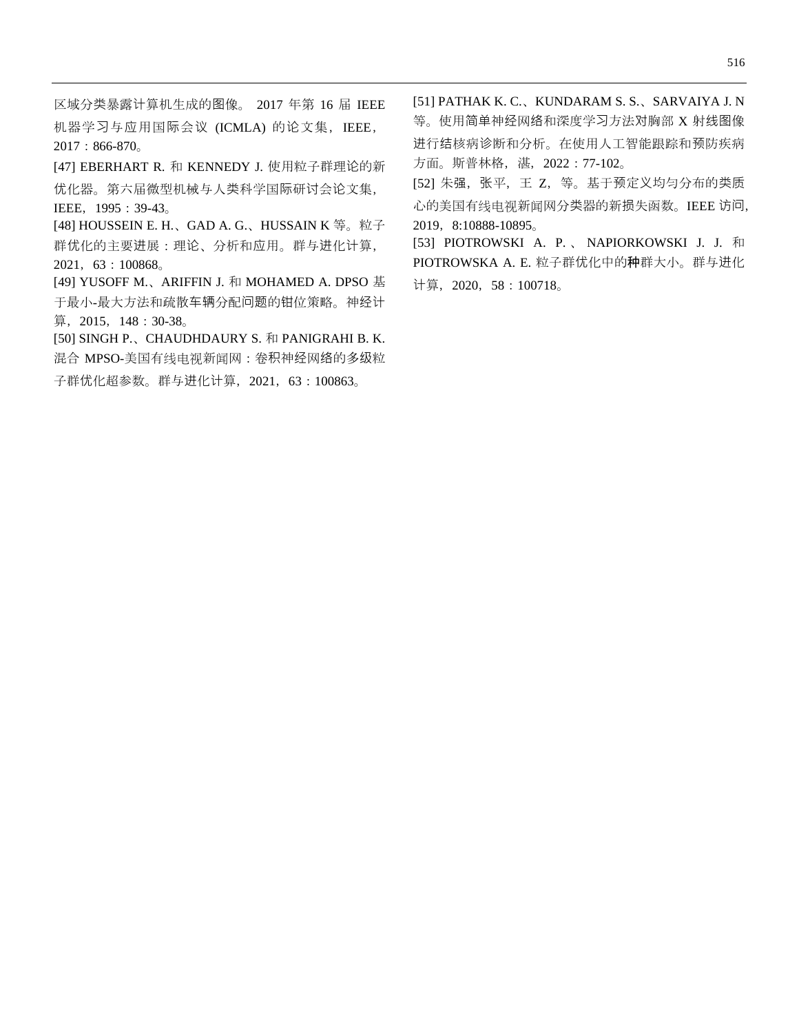区域分类暴露计算机生成的图像。 2017 年第 16 届 IEEE 机器学习与应用国际会议 (ICMLA) 的论文集，IEEE，2017：866-870。

[47] EBERHART R. 和 KENNEDY J. 使用粒子群理论的新优化器。第六届微型机械与人类科学国际研讨会论文集，IEEE，1995：39-43。

[48] HOUSSEIN E. H.、GAD A. G.、HUSSAIN K 等。粒子群优化的主要进展：理论、分析和应用。群与进化计算，2021，63：100868。

[49] YUSOFF M.、ARIFFIN J. 和 MOHAMED A. DPSO 基于最小-最大方法和疏散车辆分配问题的钳位策略。神经计算，2015，148：30-38。

[50] SINGH P.、CHAUDHDAURY S. 和 PANIGRAHI B. K. 混合 MPSO-美国有线电视新闻网：卷积神经网络的多级粒子群优化超参数。群与进化计算，2021，63：100863。

[51] PATHAK K. C.、KUNDARAM S. S.、SARVAIYA J. N 等。使用简单神经网络和深度学习方法对胸部 X 射线图像进行结核病诊断和分析。在使用人工智能跟踪和预防疾病方面。斯普林格，湛，2022：77-102。

[52] 朱强，张平，王 Z，等。基于预定义均匀分布的类质心的美国有线电视新闻网分类器的新损失函数。IEEE 访问，2019，8:10888-10895。

[53] PIOTROWSKI A. P.、NAPIORKOWSKI J. J. 和 PIOTROWSKA A. E. 粒子群优化中的种群大小。群与进化计算，2020，58：100718。